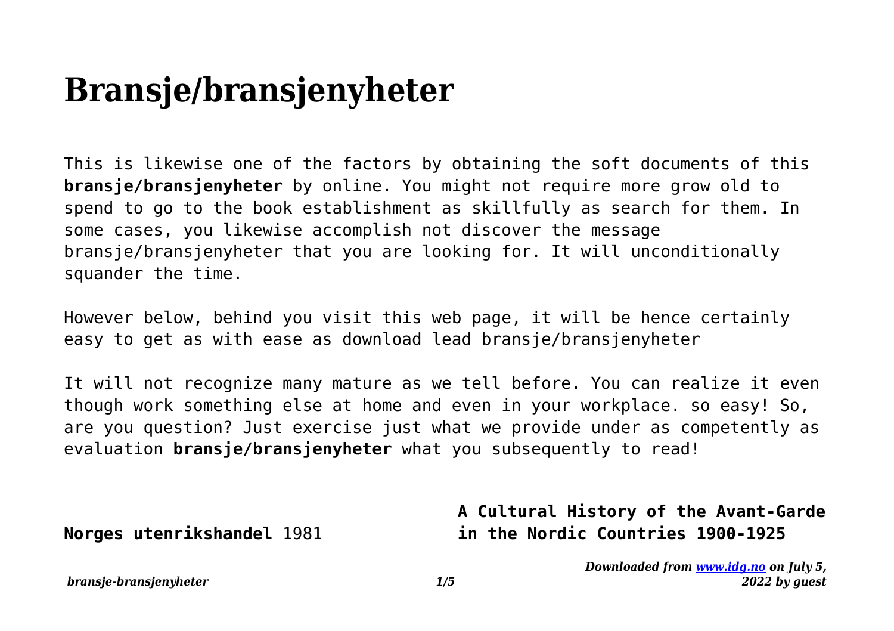# Bransje/bransjenyheter

This is likewise one of the factors by obtaining the soft documents of this **bransje/bransjenyheter** by online. You might not require more grow old to spend to go to the book establishment as skillfully as search for them. In some cases, you likewise accomplish not discover the message bransje/bransjenyheter that you are looking for. It will unconditionally squander the time.

However below, behind you visit this web page, it will be hence certainly easy to get as with ease as download lead bransje/bransjenyheter

It will not recognize many mature as we tell before. You can realize it even though work something else at home and even in your workplace. so easy! So, are you question? Just exercise just what we provide under as competently as evaluation **bransje/bransjenyheter** what you subsequently to read!

**Norges utenrikshandel** 1981

**A Cultural History of the Avant-Garde in the Nordic Countries 1900-1925**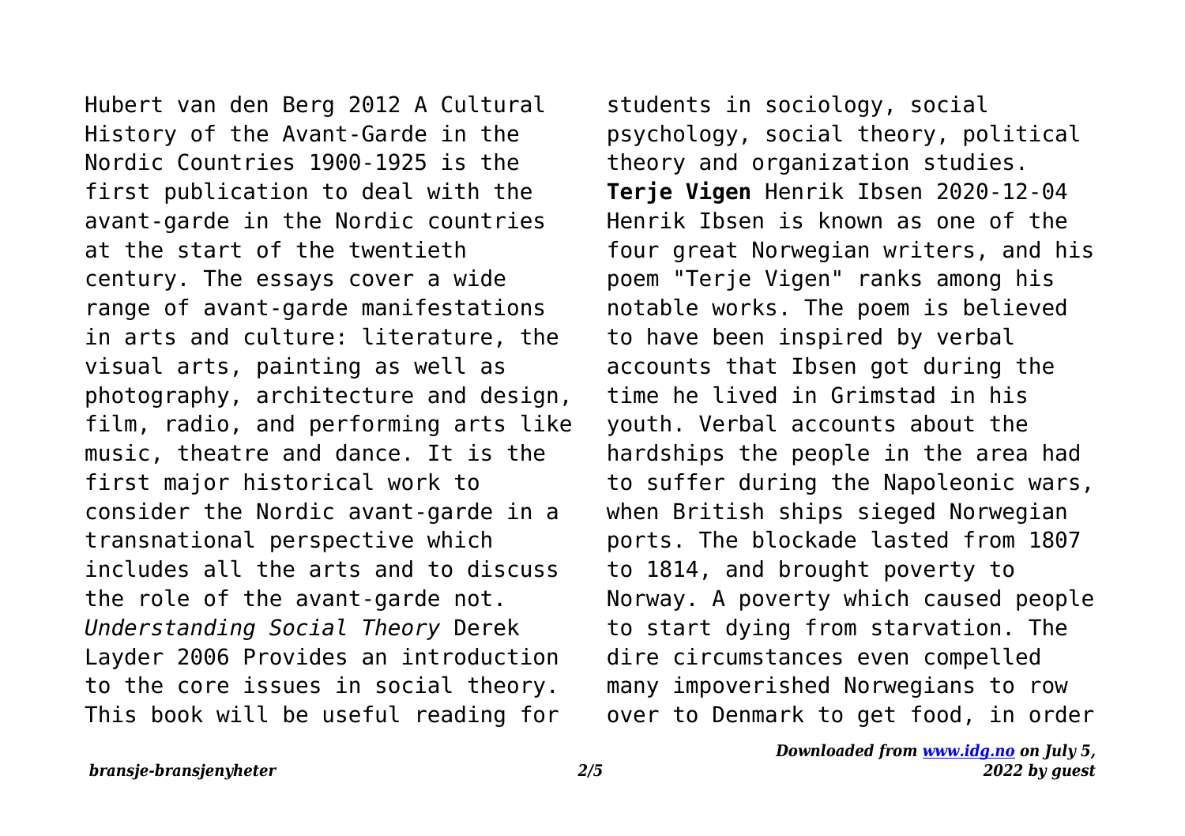Hubert van den Berg 2012 A Cultural History of the Avant-Garde in the Nordic Countries 1900-1925 is the first publication to deal with the avant-garde in the Nordic countries at the start of the twentieth century. The essays cover a wide range of avant-garde manifestations in arts and culture: literature, the visual arts, painting as well as photography, architecture and design, film, radio, and performing arts like music, theatre and dance. It is the first major historical work to consider the Nordic avant-garde in a transnational perspective which includes all the arts and to discuss the role of the avant-garde not.

*Understanding Social Theory* Derek Layder 2006 Provides an introduction to the core issues in social theory. This book will be useful reading for students in sociology, social psychology, social theory, political theory and organization studies.

**Terje Vigen** Henrik Ibsen 2020-12-04 Henrik Ibsen is known as one of the four great Norwegian writers, and his poem "Terje Vigen" ranks among his notable works. The poem is believed to have been inspired by verbal accounts that Ibsen got during the time he lived in Grimstad in his youth. Verbal accounts about the hardships the people in the area had to suffer during the Napoleonic wars, when British ships sieged Norwegian ports. The blockade lasted from 1807 to 1814, and brought poverty to Norway. A poverty which caused people to start dying from starvation. The dire circumstances even compelled many impoverished Norwegians to row over to Denmark to get food, in order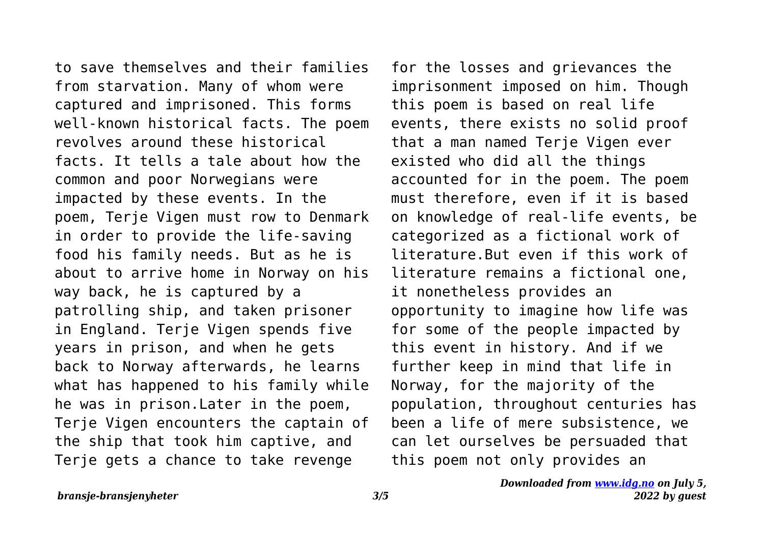to save themselves and their families from starvation. Many of whom were captured and imprisoned. This forms well-known historical facts. The poem revolves around these historical facts. It tells a tale about how the common and poor Norwegians were impacted by these events. In the poem, Terje Vigen must row to Denmark in order to provide the life-saving food his family needs. But as he is about to arrive home in Norway on his way back, he is captured by a patrolling ship, and taken prisoner in England. Terje Vigen spends five years in prison, and when he gets back to Norway afterwards, he learns what has happened to his family while he was in prison.Later in the poem, Terje Vigen encounters the captain of the ship that took him captive, and Terje gets a chance to take revenge for the losses and grievances the imprisonment imposed on him. Though this poem is based on real life events, there exists no solid proof that a man named Terje Vigen ever existed who did all the things accounted for in the poem. The poem must therefore, even if it is based on knowledge of real-life events, be categorized as a fictional work of literature.But even if this work of literature remains a fictional one, it nonetheless provides an opportunity to imagine how life was for some of the people impacted by this event in history. And if we further keep in mind that life in Norway, for the majority of the population, throughout centuries has been a life of mere subsistence, we can let ourselves be persuaded that this poem not only provides an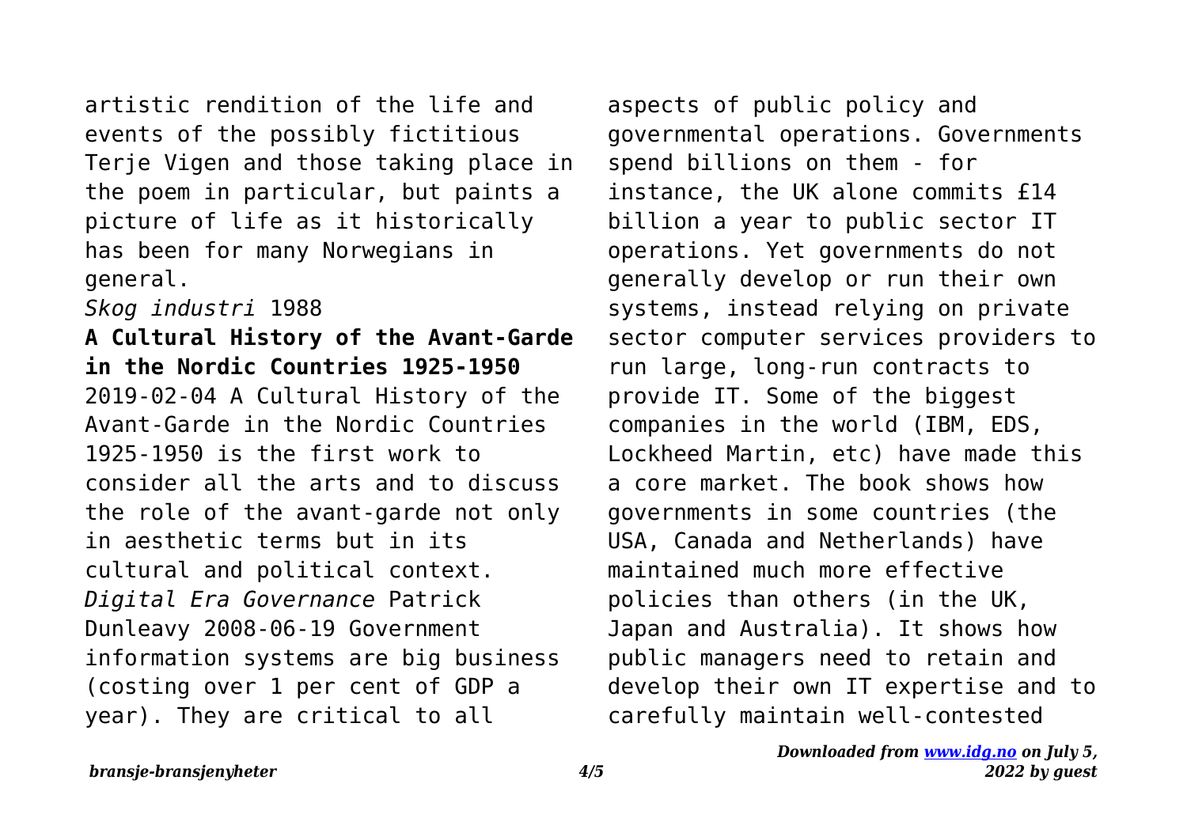artistic rendition of the life and events of the possibly fictitious Terje Vigen and those taking place in the poem in particular, but paints a picture of life as it historically has been for many Norwegians in general.

*Skog industri* 1988

**A Cultural History of the Avant-Garde in the Nordic Countries 1925-1950** 2019-02-04 A Cultural History of the Avant-Garde in the Nordic Countries 1925-1950 is the first work to consider all the arts and to discuss the role of the avant-garde not only in aesthetic terms but in its cultural and political context.

*Digital Era Governance* Patrick Dunleavy 2008-06-19 Government information systems are big business (costing over 1 per cent of GDP a year). They are critical to all aspects of public policy and governmental operations. Governments spend billions on them - for instance, the UK alone commits £14 billion a year to public sector IT operations. Yet governments do not generally develop or run their own systems, instead relying on private sector computer services providers to run large, long-run contracts to provide IT. Some of the biggest companies in the world (IBM, EDS, Lockheed Martin, etc) have made this a core market. The book shows how governments in some countries (the USA, Canada and Netherlands) have maintained much more effective policies than others (in the UK, Japan and Australia). It shows how public managers need to retain and develop their own IT expertise and to carefully maintain well-contested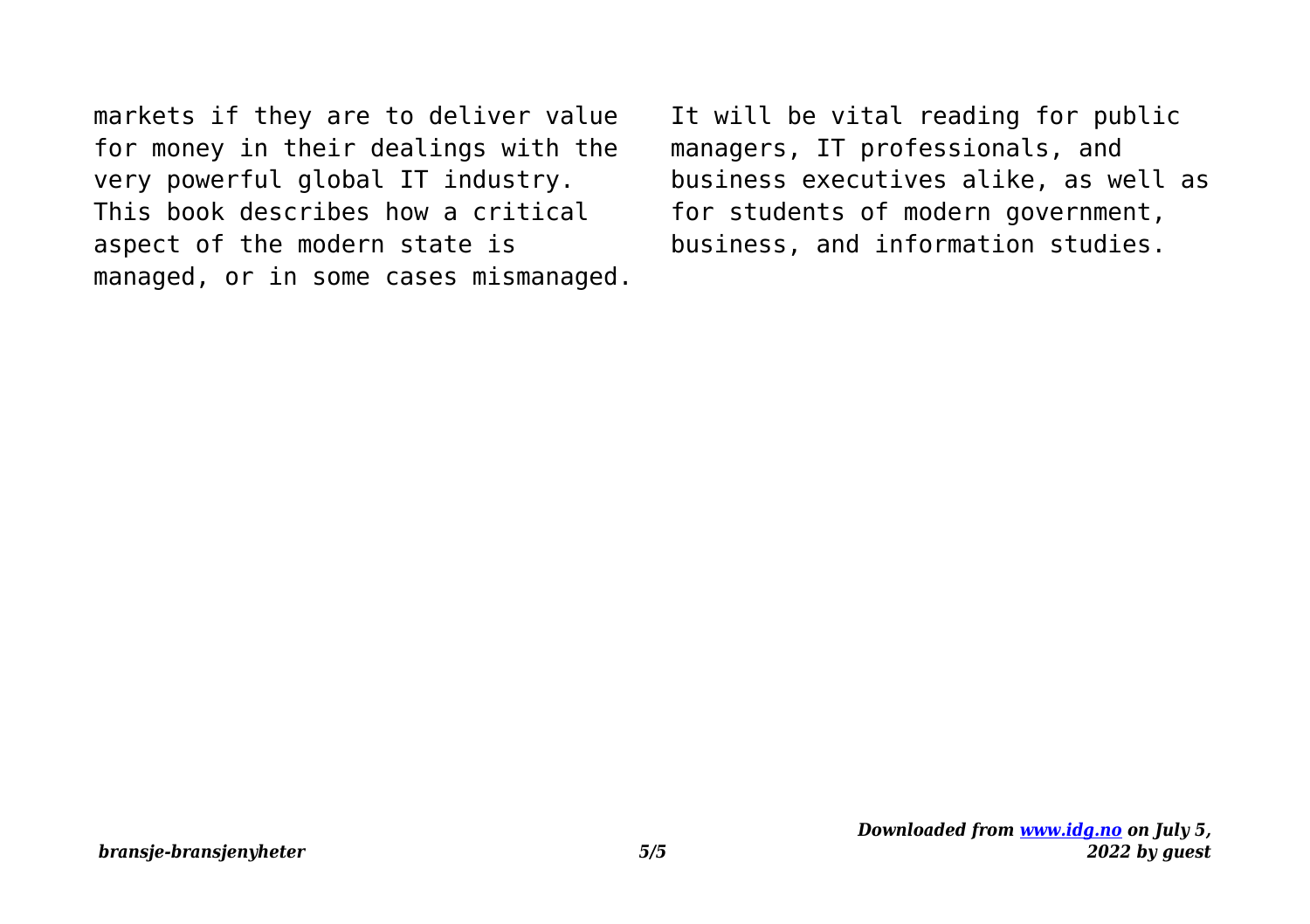markets if they are to deliver value for money in their dealings with the very powerful global IT industry. This book describes how a critical aspect of the modern state is managed, or in some cases mismanaged. It will be vital reading for public managers, IT professionals, and business executives alike, as well as for students of modern government, business, and information studies.